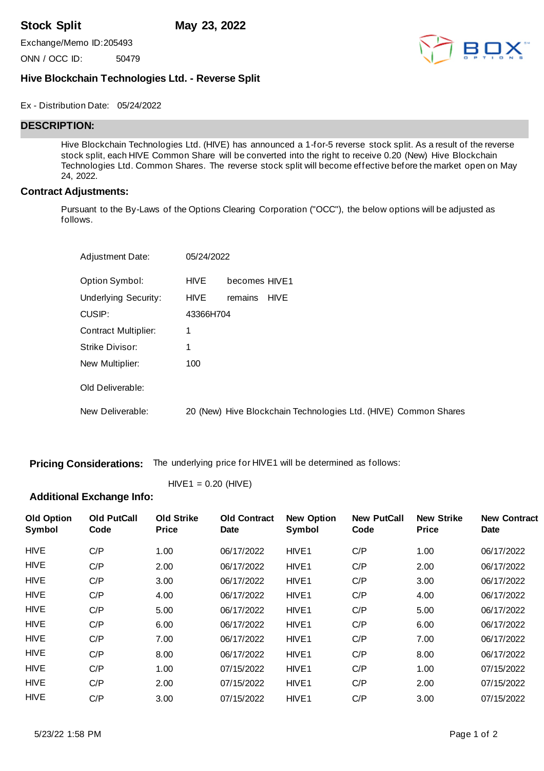# Stock Split

**May 23, 2022**

Exchange/Memo ID:205493

ONN / OCC ID: 50479

## Hive Blockchain Technologies Ltd. - Reverse Split

Ex - Distribution Date: 05/24/2022

## DESCRIPTION:

Hive Blockchain Technologies Ltd. (HIVE) has announced a 1-for-5 reverse stock split. As a result of the reverse stock split, each HIVE Common Share will be converted into the right to receive 0.20 (New) Hive Blockchain Technologies Ltd. Common Shares. The reverse stock split will become effective before the market open on May 24, 2022.

## Contract Adjustments:

Pursuant to the By-Laws of the Options Clearing Corporation ("OCC"), the below options will be adjusted as follows.

| | |
|---|---|
| Adjustment Date: | 05/24/2022 |
| Option Symbol: | HIVE becomes HIVE1 |
| Underlying Security: | HIVE remains HIVE |
| CUSIP: | 43366H704 |
| Contract Multiplier: | 1 |
| Strike Divisor: | 1 |
| New Multiplier: | 100 |
| Old Deliverable: | |
| New Deliverable: | 20 (New) Hive Blockchain Technologies Ltd. (HIVE) Common Shares |

**Pricing Considerations:** The underlying price for HIVE1 will be determined as follows:

HIVE1 = 0.20 (HIVE)

**Additional Exchange Info:**

| Old Option Symbol | Old PutCall Code | Old Strike Price | Old Contract Date | New Option Symbol | New PutCall Code | New Strike Price | New Contract Date |
|---|---|---|---|---|---|---|---|
| HIVE | C/P | 1.00 | 06/17/2022 | HIVE1 | C/P | 1.00 | 06/17/2022 |
| HIVE | C/P | 2.00 | 06/17/2022 | HIVE1 | C/P | 2.00 | 06/17/2022 |
| HIVE | C/P | 3.00 | 06/17/2022 | HIVE1 | C/P | 3.00 | 06/17/2022 |
| HIVE | C/P | 4.00 | 06/17/2022 | HIVE1 | C/P | 4.00 | 06/17/2022 |
| HIVE | C/P | 5.00 | 06/17/2022 | HIVE1 | C/P | 5.00 | 06/17/2022 |
| HIVE | C/P | 6.00 | 06/17/2022 | HIVE1 | C/P | 6.00 | 06/17/2022 |
| HIVE | C/P | 7.00 | 06/17/2022 | HIVE1 | C/P | 7.00 | 06/17/2022 |
| HIVE | C/P | 8.00 | 06/17/2022 | HIVE1 | C/P | 8.00 | 06/17/2022 |
| HIVE | C/P | 1.00 | 07/15/2022 | HIVE1 | C/P | 1.00 | 07/15/2022 |
| HIVE | C/P | 2.00 | 07/15/2022 | HIVE1 | C/P | 2.00 | 07/15/2022 |
| HIVE | C/P | 3.00 | 07/15/2022 | HIVE1 | C/P | 3.00 | 07/15/2022 |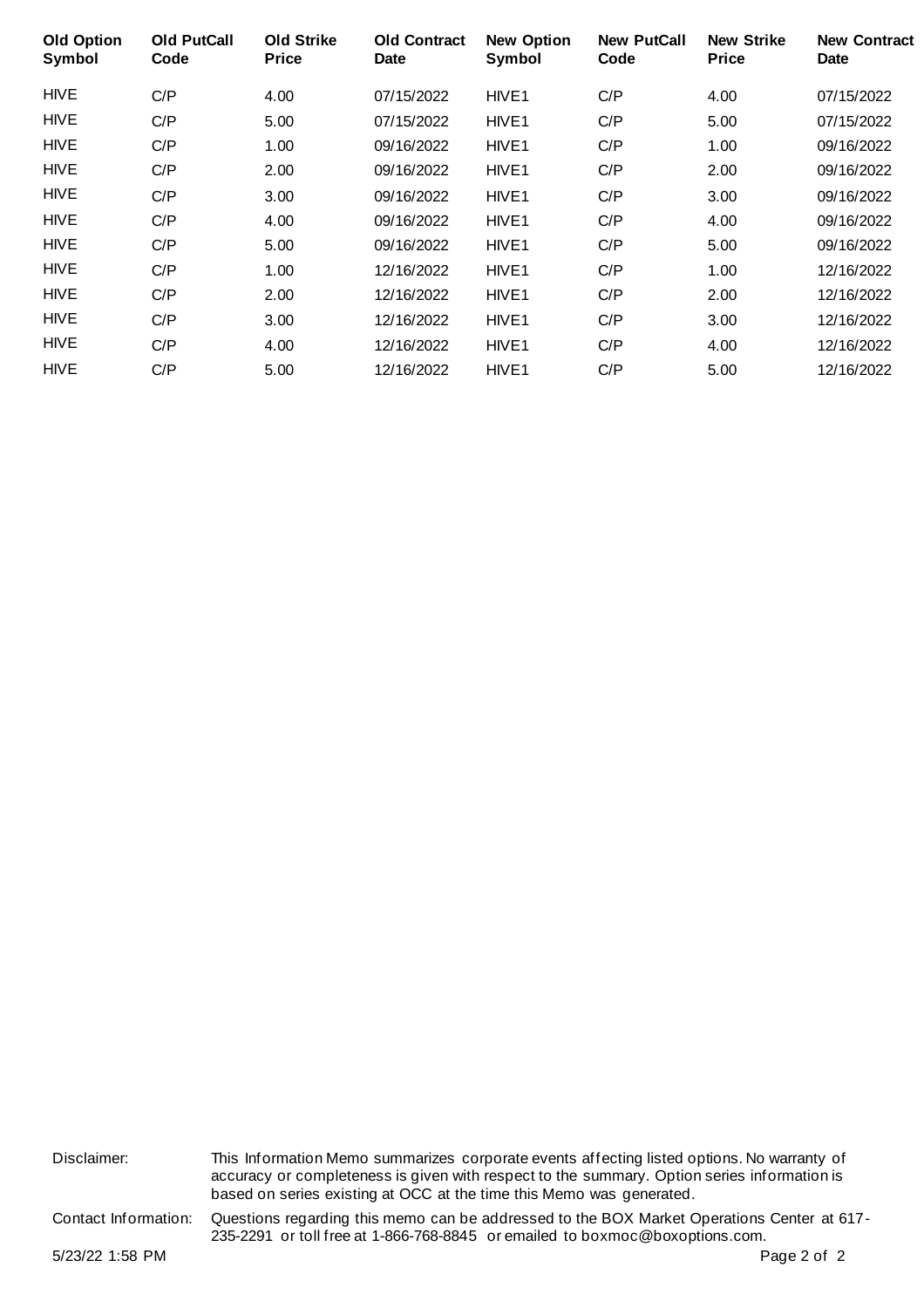| Old Option Symbol | Old PutCall Code | Old Strike Price | Old Contract Date | New Option Symbol | New PutCall Code | New Strike Price | New Contract Date |
|---|---|---|---|---|---|---|---|
| HIVE | C/P | 4.00 | 07/15/2022 | HIVE1 | C/P | 4.00 | 07/15/2022 |
| HIVE | C/P | 5.00 | 07/15/2022 | HIVE1 | C/P | 5.00 | 07/15/2022 |
| HIVE | C/P | 1.00 | 09/16/2022 | HIVE1 | C/P | 1.00 | 09/16/2022 |
| HIVE | C/P | 2.00 | 09/16/2022 | HIVE1 | C/P | 2.00 | 09/16/2022 |
| HIVE | C/P | 3.00 | 09/16/2022 | HIVE1 | C/P | 3.00 | 09/16/2022 |
| HIVE | C/P | 4.00 | 09/16/2022 | HIVE1 | C/P | 4.00 | 09/16/2022 |
| HIVE | C/P | 5.00 | 09/16/2022 | HIVE1 | C/P | 5.00 | 09/16/2022 |
| HIVE | C/P | 1.00 | 12/16/2022 | HIVE1 | C/P | 1.00 | 12/16/2022 |
| HIVE | C/P | 2.00 | 12/16/2022 | HIVE1 | C/P | 2.00 | 12/16/2022 |
| HIVE | C/P | 3.00 | 12/16/2022 | HIVE1 | C/P | 3.00 | 12/16/2022 |
| HIVE | C/P | 4.00 | 12/16/2022 | HIVE1 | C/P | 4.00 | 12/16/2022 |
| HIVE | C/P | 5.00 | 12/16/2022 | HIVE1 | C/P | 5.00 | 12/16/2022 |

Disclaimer: This Information Memo summarizes corporate events affecting listed options. No warranty of accuracy or completeness is given with respect to the summary. Option series information is based on series existing at OCC at the time this Memo was generated.

Contact Information: Questions regarding this memo can be addressed to the BOX Market Operations Center at 617-235-2291 or toll free at 1-866-768-8845 or emailed to boxmoc@boxoptions.com.

5/23/22 1:58 PM